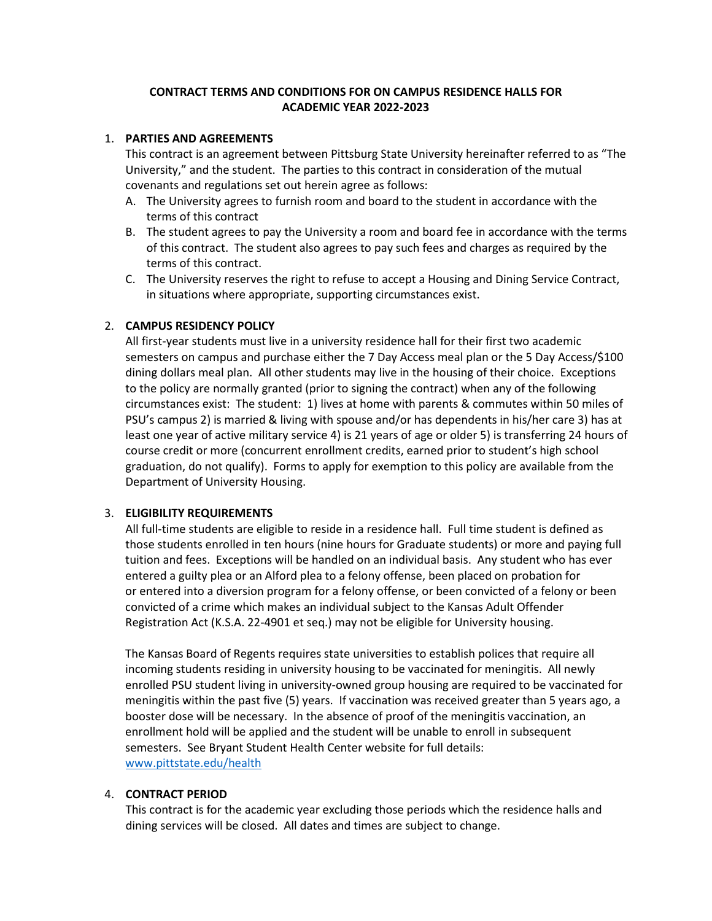# CONTRACT TERMS AND CONDITIONS FOR ON CAMPUS RESIDENCE HALLS FOR ACADEMIC YEAR 2022-2023

1. **PARTIES AND AGREEMENTS**

   This contract is an agreement between Pittsburg State University hereinafter referred to as "The University," and the student. The parties to this contract in consideration of the mutual covenants and regulations set out herein agree as follows:

   A. The University agrees to furnish room and board to the student in accordance with the terms of this contract
   B. The student agrees to pay the University a room and board fee in accordance with the terms of this contract. The student also agrees to pay such fees and charges as required by the terms of this contract.
   C. The University reserves the right to refuse to accept a Housing and Dining Service Contract, in situations where appropriate, supporting circumstances exist.

2. **CAMPUS RESIDENCY POLICY**

   All first-year students must live in a university residence hall for their first two academic semesters on campus and purchase either the 7 Day Access meal plan or the 5 Day Access/$100 dining dollars meal plan. All other students may live in the housing of their choice. Exceptions to the policy are normally granted (prior to signing the contract) when any of the following circumstances exist: The student: 1) lives at home with parents & commutes within 50 miles of PSU's campus 2) is married & living with spouse and/or has dependents in his/her care 3) has at least one year of active military service 4) is 21 years of age or older 5) is transferring 24 hours of course credit or more (concurrent enrollment credits, earned prior to student's high school graduation, do not qualify). Forms to apply for exemption to this policy are available from the Department of University Housing.

3. **ELIGIBILITY REQUIREMENTS**

   All full-time students are eligible to reside in a residence hall. Full time student is defined as those students enrolled in ten hours (nine hours for Graduate students) or more and paying full tuition and fees. Exceptions will be handled on an individual basis. Any student who has ever entered a guilty plea or an Alford plea to a felony offense, been placed on probation for or entered into a diversion program for a felony offense, or been convicted of a felony or been convicted of a crime which makes an individual subject to the Kansas Adult Offender Registration Act (K.S.A. 22-4901 et seq.) may not be eligible for University housing.

   The Kansas Board of Regents requires state universities to establish polices that require all incoming students residing in university housing to be vaccinated for meningitis. All newly enrolled PSU student living in university-owned group housing are required to be vaccinated for meningitis within the past five (5) years. If vaccination was received greater than 5 years ago, a booster dose will be necessary. In the absence of proof of the meningitis vaccination, an enrollment hold will be applied and the student will be unable to enroll in subsequent semesters. See Bryant Student Health Center website for full details: [www.pittstate.edu/health](www.pittstate.edu/health)

4. **CONTRACT PERIOD**

   This contract is for the academic year excluding those periods which the residence halls and dining services will be closed. All dates and times are subject to change.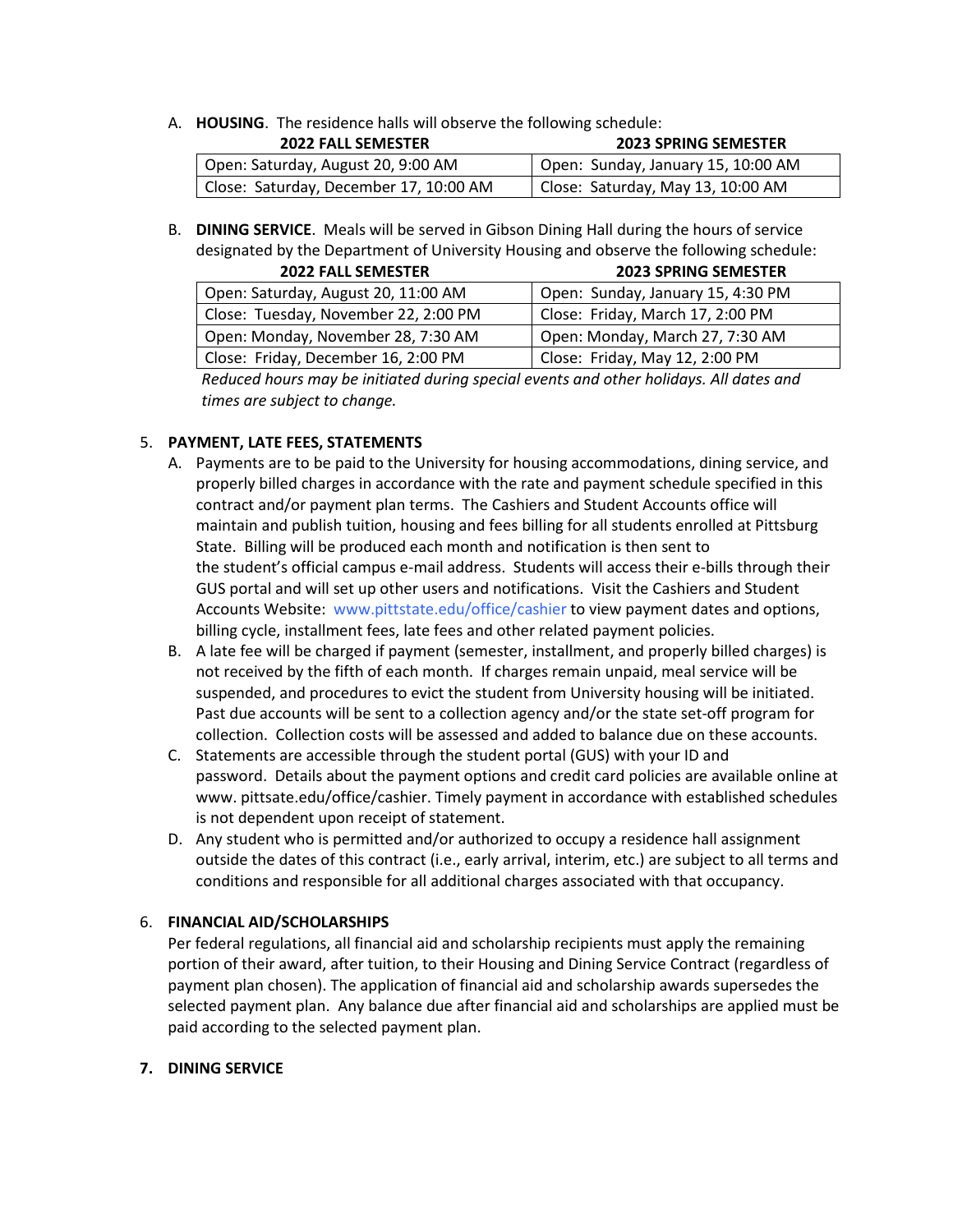A. **HOUSING**. The residence halls will observe the following schedule:

| 2022 FALL SEMESTER | 2023 SPRING SEMESTER |
|---|---|
| Open: Saturday, August 20, 9:00 AM | Open: Sunday, January 15, 10:00 AM |
| Close: Saturday, December 17, 10:00 AM | Close: Saturday, May 13, 10:00 AM |

B. **DINING SERVICE**. Meals will be served in Gibson Dining Hall during the hours of service designated by the Department of University Housing and observe the following schedule:

| 2022 FALL SEMESTER | 2023 SPRING SEMESTER |
|---|---|
| Open: Saturday, August 20, 11:00 AM | Open: Sunday, January 15, 4:30 PM |
| Close: Tuesday, November 22, 2:00 PM | Close: Friday, March 17, 2:00 PM |
| Open: Monday, November 28, 7:30 AM | Open: Monday, March 27, 7:30 AM |
| Close: Friday, December 16, 2:00 PM | Close: Friday, May 12, 2:00 PM |

*Reduced hours may be initiated during special events and other holidays. All dates and times are subject to change.*

5. **PAYMENT, LATE FEES, STATEMENTS**

   A. Payments are to be paid to the University for housing accommodations, dining service, and properly billed charges in accordance with the rate and payment schedule specified in this contract and/or payment plan terms. The Cashiers and Student Accounts office will maintain and publish tuition, housing and fees billing for all students enrolled at Pittsburg State. Billing will be produced each month and notification is then sent to the student's official campus e-mail address. Students will access their e-bills through their GUS portal and will set up other users and notifications. Visit the Cashiers and Student Accounts Website: www.pittstate.edu/office/cashier to view payment dates and options, billing cycle, installment fees, late fees and other related payment policies.

   B. A late fee will be charged if payment (semester, installment, and properly billed charges) is not received by the fifth of each month. If charges remain unpaid, meal service will be suspended, and procedures to evict the student from University housing will be initiated. Past due accounts will be sent to a collection agency and/or the state set-off program for collection. Collection costs will be assessed and added to balance due on these accounts.

   C. Statements are accessible through the student portal (GUS) with your ID and password. Details about the payment options and credit card policies are available online at www. pittsate.edu/office/cashier. Timely payment in accordance with established schedules is not dependent upon receipt of statement.

   D. Any student who is permitted and/or authorized to occupy a residence hall assignment outside the dates of this contract (i.e., early arrival, interim, etc.) are subject to all terms and conditions and responsible for all additional charges associated with that occupancy.

6. **FINANCIAL AID/SCHOLARSHIPS**

   Per federal regulations, all financial aid and scholarship recipients must apply the remaining portion of their award, after tuition, to their Housing and Dining Service Contract (regardless of payment plan chosen). The application of financial aid and scholarship awards supersedes the selected payment plan. Any balance due after financial aid and scholarships are applied must be paid according to the selected payment plan.

7. **DINING SERVICE**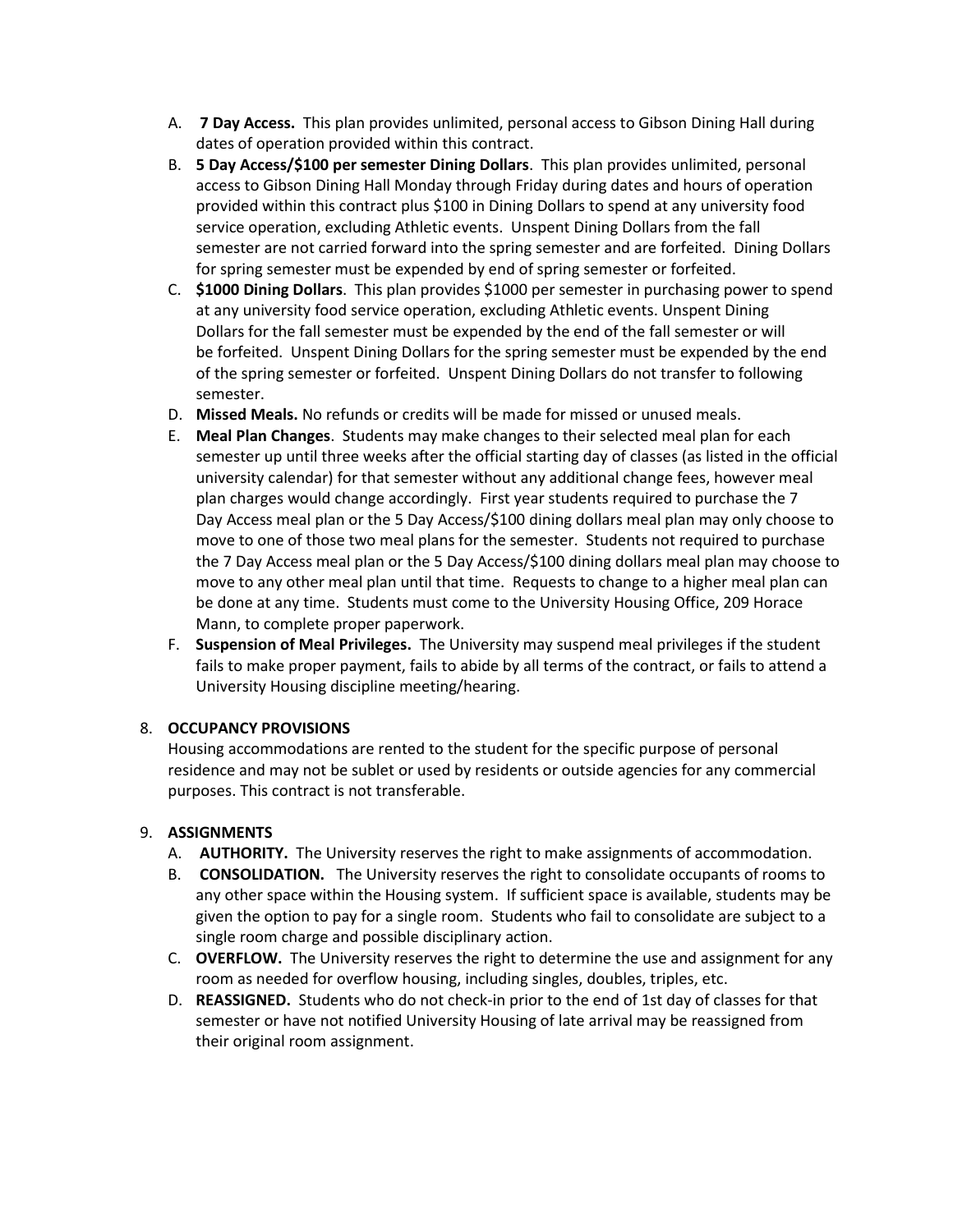A. **7 Day Access.** This plan provides unlimited, personal access to Gibson Dining Hall during dates of operation provided within this contract.

B. **5 Day Access/$100 per semester Dining Dollars**. This plan provides unlimited, personal access to Gibson Dining Hall Monday through Friday during dates and hours of operation provided within this contract plus $100 in Dining Dollars to spend at any university food service operation, excluding Athletic events. Unspent Dining Dollars from the fall semester are not carried forward into the spring semester and are forfeited. Dining Dollars for spring semester must be expended by end of spring semester or forfeited.

C. **$1000 Dining Dollars**. This plan provides $1000 per semester in purchasing power to spend at any university food service operation, excluding Athletic events. Unspent Dining Dollars for the fall semester must be expended by the end of the fall semester or will be forfeited. Unspent Dining Dollars for the spring semester must be expended by the end of the spring semester or forfeited. Unspent Dining Dollars do not transfer to following semester.

D. **Missed Meals.** No refunds or credits will be made for missed or unused meals.

E. **Meal Plan Changes**. Students may make changes to their selected meal plan for each semester up until three weeks after the official starting day of classes (as listed in the official university calendar) for that semester without any additional change fees, however meal plan charges would change accordingly. First year students required to purchase the 7 Day Access meal plan or the 5 Day Access/$100 dining dollars meal plan may only choose to move to one of those two meal plans for the semester. Students not required to purchase the 7 Day Access meal plan or the 5 Day Access/$100 dining dollars meal plan may choose to move to any other meal plan until that time. Requests to change to a higher meal plan can be done at any time. Students must come to the University Housing Office, 209 Horace Mann, to complete proper paperwork.

F. **Suspension of Meal Privileges.** The University may suspend meal privileges if the student fails to make proper payment, fails to abide by all terms of the contract, or fails to attend a University Housing discipline meeting/hearing.

8. **OCCUPANCY PROVISIONS**

Housing accommodations are rented to the student for the specific purpose of personal residence and may not be sublet or used by residents or outside agencies for any commercial purposes. This contract is not transferable.

9. **ASSIGNMENTS**

A. **AUTHORITY.** The University reserves the right to make assignments of accommodation.

B. **CONSOLIDATION.** The University reserves the right to consolidate occupants of rooms to any other space within the Housing system. If sufficient space is available, students may be given the option to pay for a single room. Students who fail to consolidate are subject to a single room charge and possible disciplinary action.

C. **OVERFLOW.** The University reserves the right to determine the use and assignment for any room as needed for overflow housing, including singles, doubles, triples, etc.

D. **REASSIGNED.** Students who do not check-in prior to the end of 1st day of classes for that semester or have not notified University Housing of late arrival may be reassigned from their original room assignment.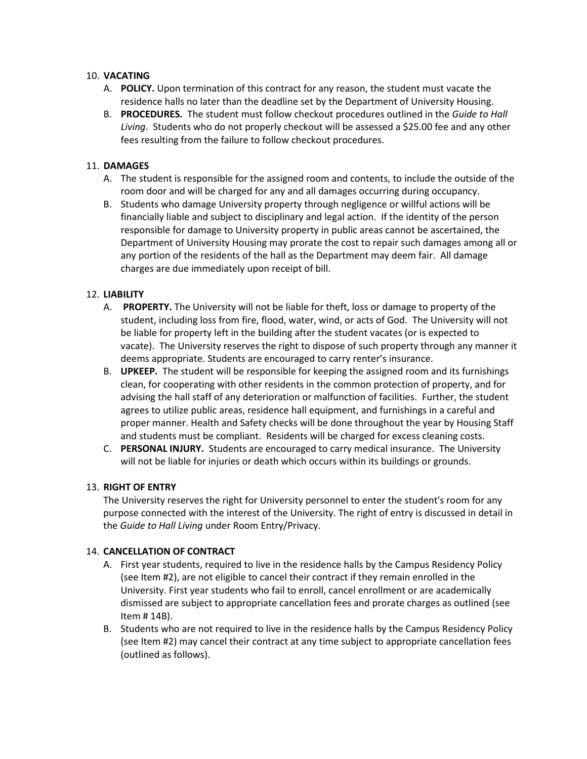10. **VACATING**
    A. **POLICY.** Upon termination of this contract for any reason, the student must vacate the residence halls no later than the deadline set by the Department of University Housing.
    B. **PROCEDURES.** The student must follow checkout procedures outlined in the *Guide to Hall Living*. Students who do not properly checkout will be assessed a $25.00 fee and any other fees resulting from the failure to follow checkout procedures.

11. **DAMAGES**
    A. The student is responsible for the assigned room and contents, to include the outside of the room door and will be charged for any and all damages occurring during occupancy.
    B. Students who damage University property through negligence or willful actions will be financially liable and subject to disciplinary and legal action. If the identity of the person responsible for damage to University property in public areas cannot be ascertained, the Department of University Housing may prorate the cost to repair such damages among all or any portion of the residents of the hall as the Department may deem fair. All damage charges are due immediately upon receipt of bill.

12. **LIABILITY**
    A. **PROPERTY.** The University will not be liable for theft, loss or damage to property of the student, including loss from fire, flood, water, wind, or acts of God. The University will not be liable for property left in the building after the student vacates (or is expected to vacate). The University reserves the right to dispose of such property through any manner it deems appropriate. Students are encouraged to carry renter's insurance.
    B. **UPKEEP.** The student will be responsible for keeping the assigned room and its furnishings clean, for cooperating with other residents in the common protection of property, and for advising the hall staff of any deterioration or malfunction of facilities. Further, the student agrees to utilize public areas, residence hall equipment, and furnishings in a careful and proper manner. Health and Safety checks will be done throughout the year by Housing Staff and students must be compliant. Residents will be charged for excess cleaning costs.
    C. **PERSONAL INJURY.** Students are encouraged to carry medical insurance. The University will not be liable for injuries or death which occurs within its buildings or grounds.

13. **RIGHT OF ENTRY**

    The University reserves the right for University personnel to enter the student's room for any purpose connected with the interest of the University. The right of entry is discussed in detail in the *Guide to Hall Living* under Room Entry/Privacy.

14. **CANCELLATION OF CONTRACT**
    A. First year students, required to live in the residence halls by the Campus Residency Policy (see Item #2), are not eligible to cancel their contract if they remain enrolled in the University. First year students who fail to enroll, cancel enrollment or are academically dismissed are subject to appropriate cancellation fees and prorate charges as outlined (see Item # 14B).
    B. Students who are not required to live in the residence halls by the Campus Residency Policy (see Item #2) may cancel their contract at any time subject to appropriate cancellation fees (outlined as follows).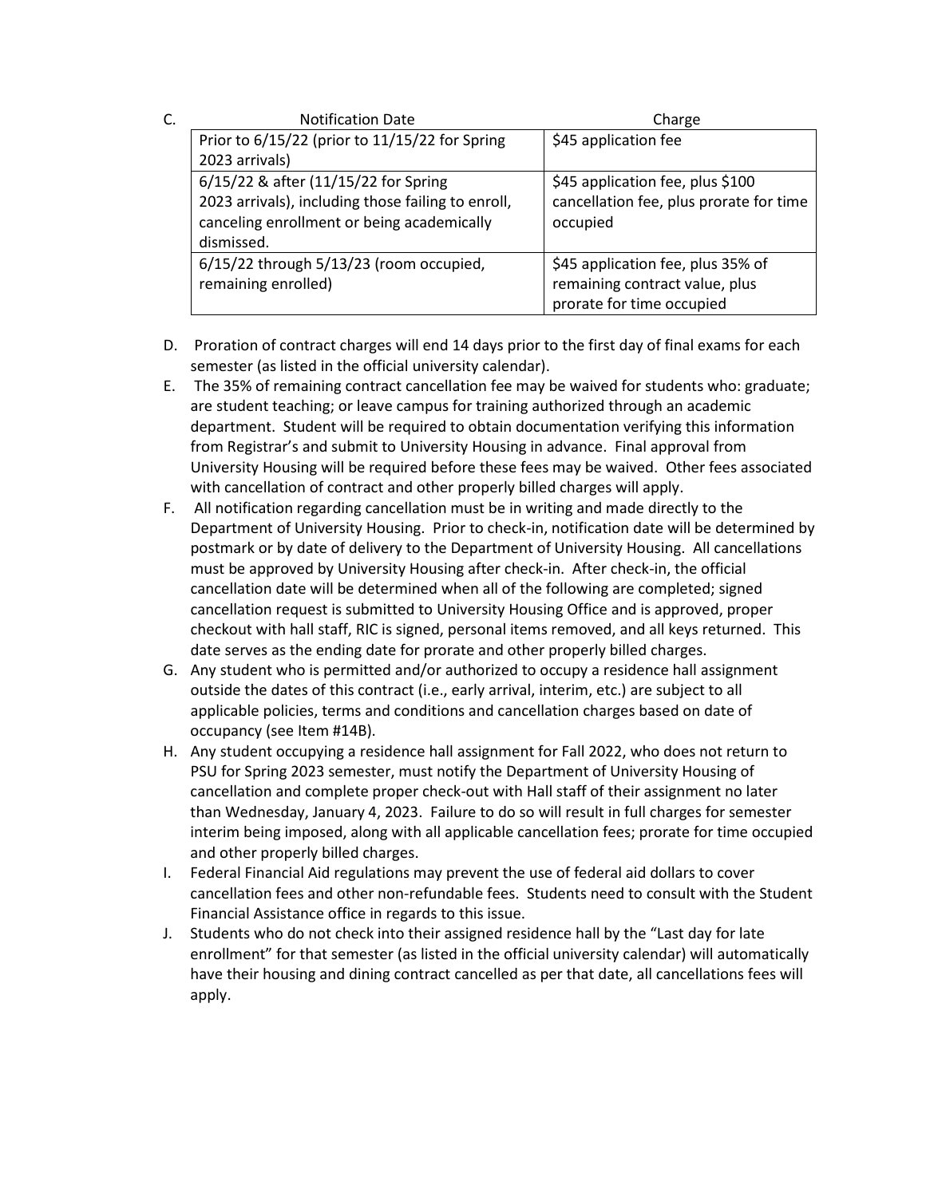C.

| Notification Date | Charge |
|---|---|
| Prior to 6/15/22 (prior to 11/15/22 for Spring 2023 arrivals) | $45 application fee |
| 6/15/22 & after (11/15/22 for Spring 2023 arrivals), including those failing to enroll, canceling enrollment or being academically dismissed. | $45 application fee, plus $100 cancellation fee, plus prorate for time occupied |
| 6/15/22 through 5/13/23 (room occupied, remaining enrolled) | $45 application fee, plus 35% of remaining contract value, plus prorate for time occupied |

D. Proration of contract charges will end 14 days prior to the first day of final exams for each semester (as listed in the official university calendar).

E. The 35% of remaining contract cancellation fee may be waived for students who: graduate; are student teaching; or leave campus for training authorized through an academic department. Student will be required to obtain documentation verifying this information from Registrar's and submit to University Housing in advance. Final approval from University Housing will be required before these fees may be waived. Other fees associated with cancellation of contract and other properly billed charges will apply.

F. All notification regarding cancellation must be in writing and made directly to the Department of University Housing. Prior to check-in, notification date will be determined by postmark or by date of delivery to the Department of University Housing. All cancellations must be approved by University Housing after check-in. After check-in, the official cancellation date will be determined when all of the following are completed; signed cancellation request is submitted to University Housing Office and is approved, proper checkout with hall staff, RIC is signed, personal items removed, and all keys returned. This date serves as the ending date for prorate and other properly billed charges.

G. Any student who is permitted and/or authorized to occupy a residence hall assignment outside the dates of this contract (i.e., early arrival, interim, etc.) are subject to all applicable policies, terms and conditions and cancellation charges based on date of occupancy (see Item #14B).

H. Any student occupying a residence hall assignment for Fall 2022, who does not return to PSU for Spring 2023 semester, must notify the Department of University Housing of cancellation and complete proper check-out with Hall staff of their assignment no later than Wednesday, January 4, 2023. Failure to do so will result in full charges for semester interim being imposed, along with all applicable cancellation fees; prorate for time occupied and other properly billed charges.

I. Federal Financial Aid regulations may prevent the use of federal aid dollars to cover cancellation fees and other non-refundable fees. Students need to consult with the Student Financial Assistance office in regards to this issue.

J. Students who do not check into their assigned residence hall by the "Last day for late enrollment" for that semester (as listed in the official university calendar) will automatically have their housing and dining contract cancelled as per that date, all cancellations fees will apply.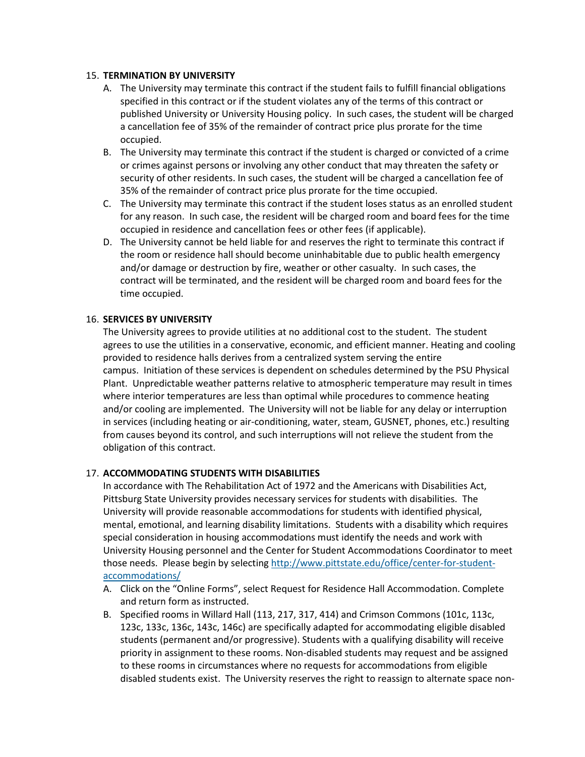15. **TERMINATION BY UNIVERSITY**
    A. The University may terminate this contract if the student fails to fulfill financial obligations specified in this contract or if the student violates any of the terms of this contract or published University or University Housing policy. In such cases, the student will be charged a cancellation fee of 35% of the remainder of contract price plus prorate for the time occupied.
    B. The University may terminate this contract if the student is charged or convicted of a crime or crimes against persons or involving any other conduct that may threaten the safety or security of other residents. In such cases, the student will be charged a cancellation fee of 35% of the remainder of contract price plus prorate for the time occupied.
    C. The University may terminate this contract if the student loses status as an enrolled student for any reason. In such case, the resident will be charged room and board fees for the time occupied in residence and cancellation fees or other fees (if applicable).
    D. The University cannot be held liable for and reserves the right to terminate this contract if the room or residence hall should become uninhabitable due to public health emergency and/or damage or destruction by fire, weather or other casualty. In such cases, the contract will be terminated, and the resident will be charged room and board fees for the time occupied.

16. **SERVICES BY UNIVERSITY**

    The University agrees to provide utilities at no additional cost to the student. The student agrees to use the utilities in a conservative, economic, and efficient manner. Heating and cooling provided to residence halls derives from a centralized system serving the entire campus. Initiation of these services is dependent on schedules determined by the PSU Physical Plant. Unpredictable weather patterns relative to atmospheric temperature may result in times where interior temperatures are less than optimal while procedures to commence heating and/or cooling are implemented. The University will not be liable for any delay or interruption in services (including heating or air-conditioning, water, steam, GUSNET, phones, etc.) resulting from causes beyond its control, and such interruptions will not relieve the student from the obligation of this contract.

17. **ACCOMMODATING STUDENTS WITH DISABILITIES**

    In accordance with The Rehabilitation Act of 1972 and the Americans with Disabilities Act, Pittsburg State University provides necessary services for students with disabilities. The University will provide reasonable accommodations for students with identified physical, mental, emotional, and learning disability limitations. Students with a disability which requires special consideration in housing accommodations must identify the needs and work with University Housing personnel and the Center for Student Accommodations Coordinator to meet those needs. Please begin by selecting [http://www.pittstate.edu/office/center-for-student-accommodations/](http://www.pittstate.edu/office/center-for-student-accommodations/)
    A. Click on the "Online Forms", select Request for Residence Hall Accommodation. Complete and return form as instructed.
    B. Specified rooms in Willard Hall (113, 217, 317, 414) and Crimson Commons (101c, 113c, 123c, 133c, 136c, 143c, 146c) are specifically adapted for accommodating eligible disabled students (permanent and/or progressive). Students with a qualifying disability will receive priority in assignment to these rooms. Non-disabled students may request and be assigned to these rooms in circumstances where no requests for accommodations from eligible disabled students exist. The University reserves the right to reassign to alternate space non-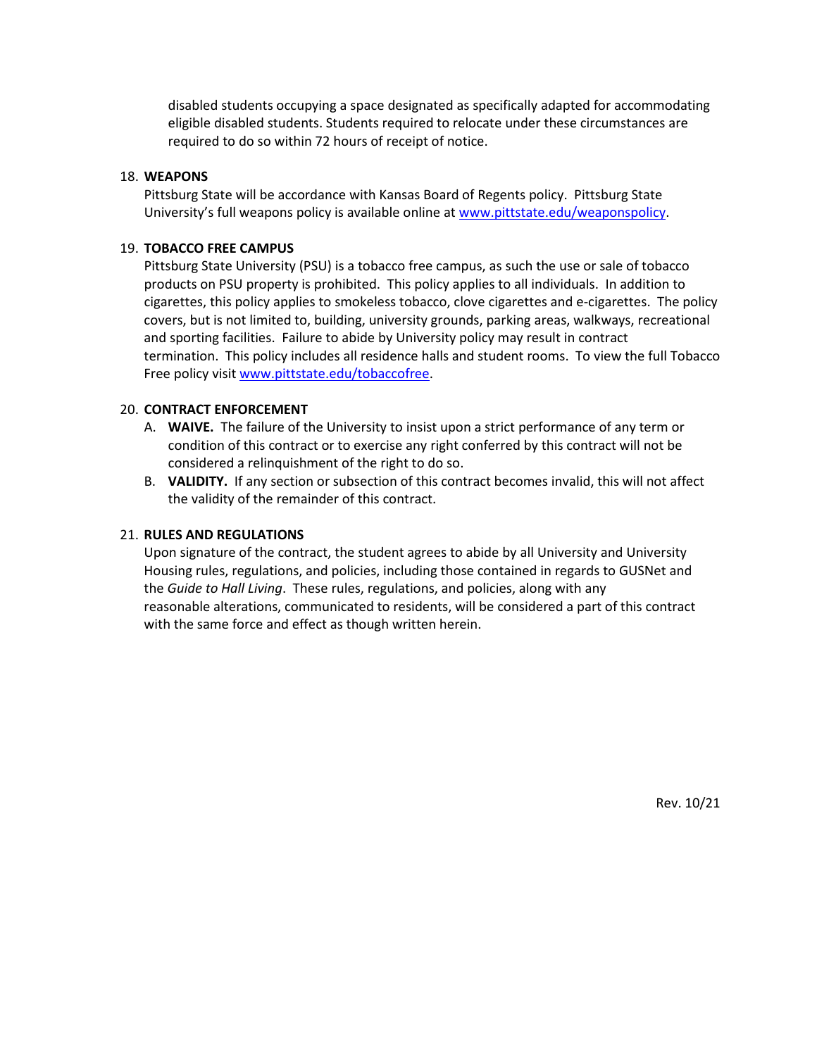disabled students occupying a space designated as specifically adapted for accommodating eligible disabled students. Students required to relocate under these circumstances are required to do so within 72 hours of receipt of notice.

18. **WEAPONS**
    Pittsburg State will be accordance with Kansas Board of Regents policy. Pittsburg State University's full weapons policy is available online at www.pittstate.edu/weaponspolicy.

19. **TOBACCO FREE CAMPUS**
    Pittsburg State University (PSU) is a tobacco free campus, as such the use or sale of tobacco products on PSU property is prohibited. This policy applies to all individuals. In addition to cigarettes, this policy applies to smokeless tobacco, clove cigarettes and e-cigarettes. The policy covers, but is not limited to, building, university grounds, parking areas, walkways, recreational and sporting facilities. Failure to abide by University policy may result in contract termination. This policy includes all residence halls and student rooms. To view the full Tobacco Free policy visit www.pittstate.edu/tobaccofree.

20. **CONTRACT ENFORCEMENT**
    A. **WAIVE.** The failure of the University to insist upon a strict performance of any term or condition of this contract or to exercise any right conferred by this contract will not be considered a relinquishment of the right to do so.
    B. **VALIDITY.** If any section or subsection of this contract becomes invalid, this will not affect the validity of the remainder of this contract.

21. **RULES AND REGULATIONS**
    Upon signature of the contract, the student agrees to abide by all University and University Housing rules, regulations, and policies, including those contained in regards to GUSNet and the *Guide to Hall Living*. These rules, regulations, and policies, along with any reasonable alterations, communicated to residents, will be considered a part of this contract with the same force and effect as though written herein.

Rev. 10/21